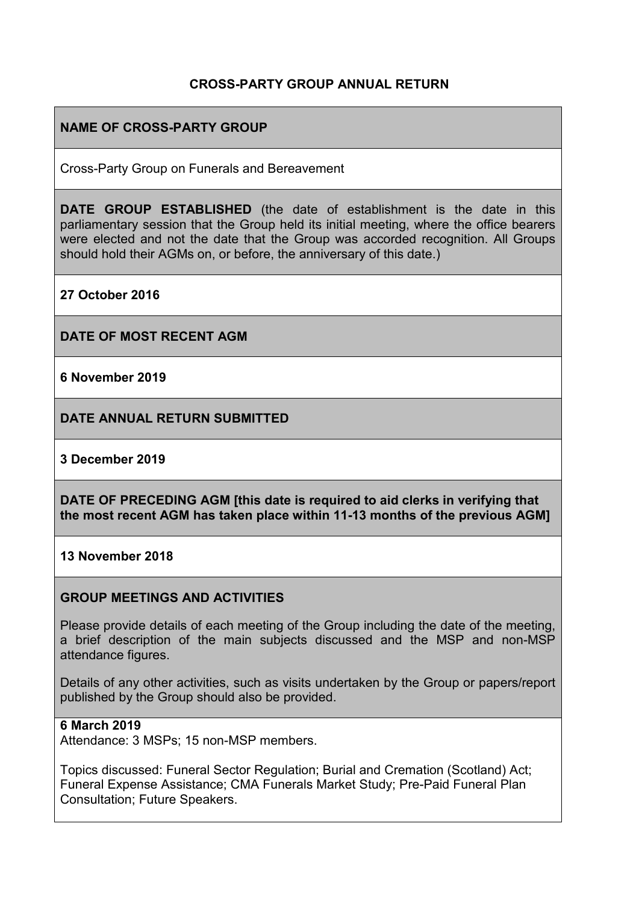## CROSS-PARTY GROUP ANNUAL RETURN

**NAME OF CROSS-PARTY GROUP**

Cross-Party Group on Funerals and Bereavement

**DATE GROUP ESTABLISHED** (the date of establishment is the date in this parliamentary session that the Group held its initial meeting, where the office bearers were elected and not the date that the Group was accorded recognition. All Groups should hold their AGMs on, or before, the anniversary of this date.)

**27 October 2016**

**DATE OF MOST RECENT AGM**

**6 November 2019**

**DATE ANNUAL RETURN SUBMITTED**

**3 December 2019**

**DATE OF PRECEDING AGM [this date is required to aid clerks in verifying that the most recent AGM has taken place within 11-13 months of the previous AGM]**

**13 November 2018**

**GROUP MEETINGS AND ACTIVITIES**

Please provide details of each meeting of the Group including the date of the meeting, a brief description of the main subjects discussed and the MSP and non-MSP attendance figures.

Details of any other activities, such as visits undertaken by the Group or papers/report published by the Group should also be provided.

**6 March 2019**
Attendance: 3 MSPs; 15 non-MSP members.

Topics discussed: Funeral Sector Regulation; Burial and Cremation (Scotland) Act; Funeral Expense Assistance; CMA Funerals Market Study; Pre-Paid Funeral Plan Consultation; Future Speakers.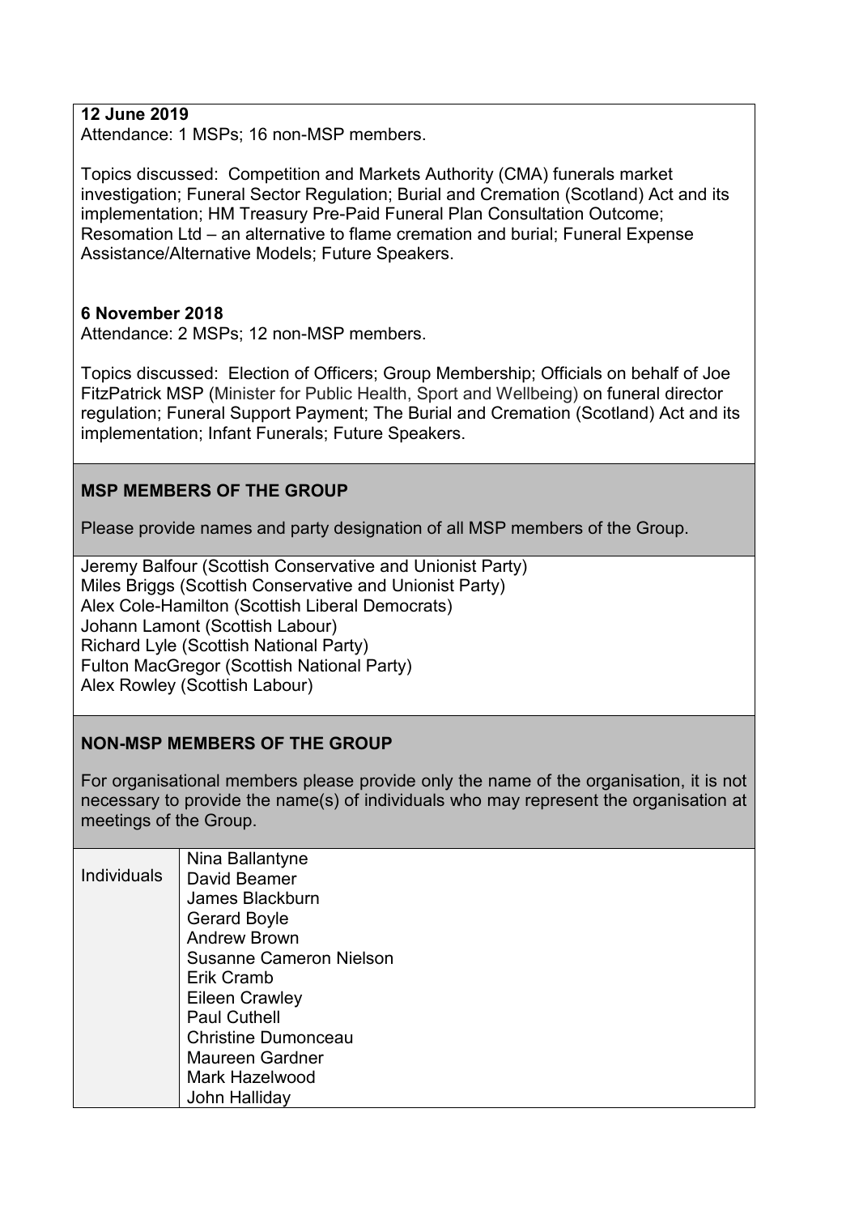**12 June 2019**

Attendance: 1 MSPs; 16 non-MSP members.

Topics discussed: Competition and Markets Authority (CMA) funerals market investigation; Funeral Sector Regulation; Burial and Cremation (Scotland) Act and its implementation; HM Treasury Pre-Paid Funeral Plan Consultation Outcome; Resomation Ltd – an alternative to flame cremation and burial; Funeral Expense Assistance/Alternative Models; Future Speakers.

**6 November 2018**

Attendance: 2 MSPs; 12 non-MSP members.

Topics discussed: Election of Officers; Group Membership; Officials on behalf of Joe FitzPatrick MSP (Minister for Public Health, Sport and Wellbeing) on funeral director regulation; Funeral Support Payment; The Burial and Cremation (Scotland) Act and its implementation; Infant Funerals; Future Speakers.

**MSP MEMBERS OF THE GROUP**

Please provide names and party designation of all MSP members of the Group.

Jeremy Balfour (Scottish Conservative and Unionist Party)
Miles Briggs (Scottish Conservative and Unionist Party)
Alex Cole-Hamilton (Scottish Liberal Democrats)
Johann Lamont (Scottish Labour)
Richard Lyle (Scottish National Party)
Fulton MacGregor (Scottish National Party)
Alex Rowley (Scottish Labour)

**NON-MSP MEMBERS OF THE GROUP**

For organisational members please provide only the name of the organisation, it is not necessary to provide the name(s) of individuals who may represent the organisation at meetings of the Group.

| | |
|---|---|
| Individuals | Nina Ballantyne<br>David Beamer<br>James Blackburn<br>Gerard Boyle<br>Andrew Brown<br>Susanne Cameron Nielson<br>Erik Cramb<br>Eileen Crawley<br>Paul Cuthell<br>Christine Dumonceau<br>Maureen Gardner<br>Mark Hazelwood<br>John Halliday |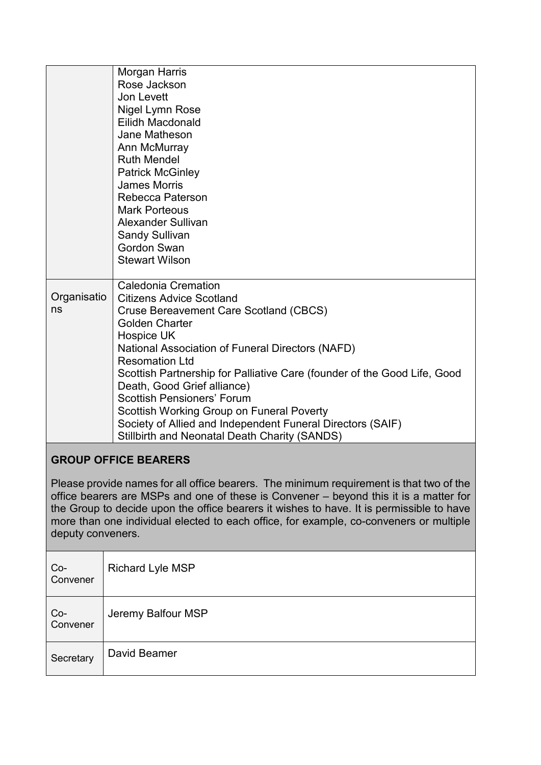| | |
|---|---|
| | Morgan Harris<br>Rose Jackson<br>Jon Levett<br>Nigel Lymn Rose<br>Eilidh Macdonald<br>Jane Matheson<br>Ann McMurray<br>Ruth Mendel<br>Patrick McGinley<br>James Morris<br>Rebecca Paterson<br>Mark Porteous<br>Alexander Sullivan<br>Sandy Sullivan<br>Gordon Swan<br>Stewart Wilson |
| Organisations | Caledonia Cremation<br>Citizens Advice Scotland<br>Cruse Bereavement Care Scotland (CBCS)<br>Golden Charter<br>Hospice UK<br>National Association of Funeral Directors (NAFD)<br>Resomation Ltd<br>Scottish Partnership for Palliative Care (founder of the Good Life, Good Death, Good Grief alliance)<br>Scottish Pensioners' Forum<br>Scottish Working Group on Funeral Poverty<br>Society of Allied and Independent Funeral Directors (SAIF)<br>Stillbirth and Neonatal Death Charity (SANDS) |

**GROUP OFFICE BEARERS**

Please provide names for all office bearers. The minimum requirement is that two of the office bearers are MSPs and one of these is Convener – beyond this it is a matter for the Group to decide upon the office bearers it wishes to have. It is permissible to have more than one individual elected to each office, for example, co-conveners or multiple deputy conveners.

| | |
|---|---|
| Co-Convener | Richard Lyle MSP |
| Co-Convener | Jeremy Balfour MSP |
| Secretary | David Beamer |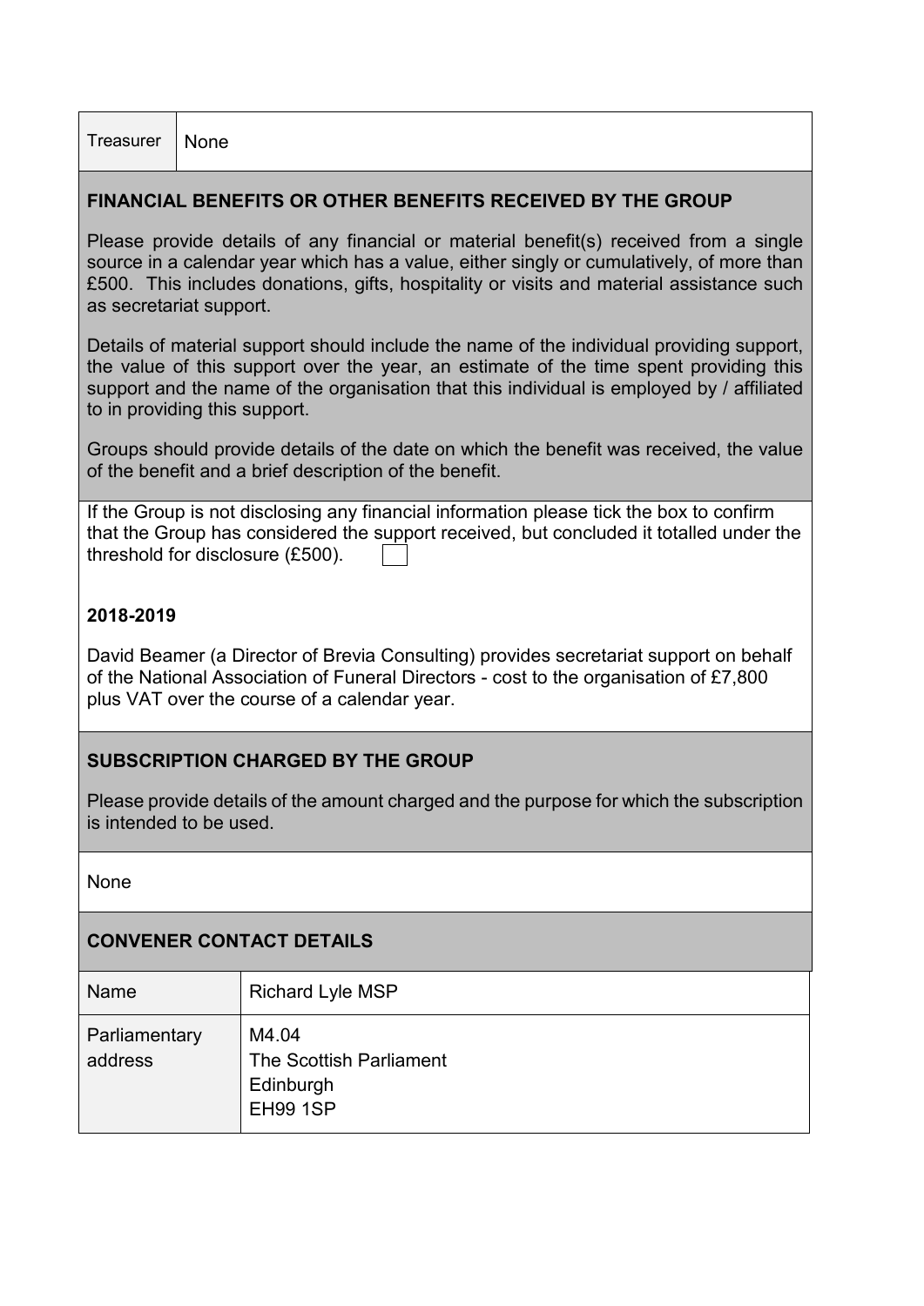| Treasurer | None |
|---|---|

## FINANCIAL BENEFITS OR OTHER BENEFITS RECEIVED BY THE GROUP

Please provide details of any financial or material benefit(s) received from a single source in a calendar year which has a value, either singly or cumulatively, of more than £500. This includes donations, gifts, hospitality or visits and material assistance such as secretariat support.

Details of material support should include the name of the individual providing support, the value of this support over the year, an estimate of the time spent providing this support and the name of the organisation that this individual is employed by / affiliated to in providing this support.

Groups should provide details of the date on which the benefit was received, the value of the benefit and a brief description of the benefit.

If the Group is not disclosing any financial information please tick the box to confirm that the Group has considered the support received, but concluded it totalled under the threshold for disclosure (£500). ☐

**2018-2019**

David Beamer (a Director of Brevia Consulting) provides secretariat support on behalf of the National Association of Funeral Directors - cost to the organisation of £7,800 plus VAT over the course of a calendar year.

## SUBSCRIPTION CHARGED BY THE GROUP

Please provide details of the amount charged and the purpose for which the subscription is intended to be used.

None

## CONVENER CONTACT DETAILS

| Name | Richard Lyle MSP |
|---|---|
| Parliamentary address | M4.04<br>The Scottish Parliament<br>Edinburgh<br>EH99 1SP |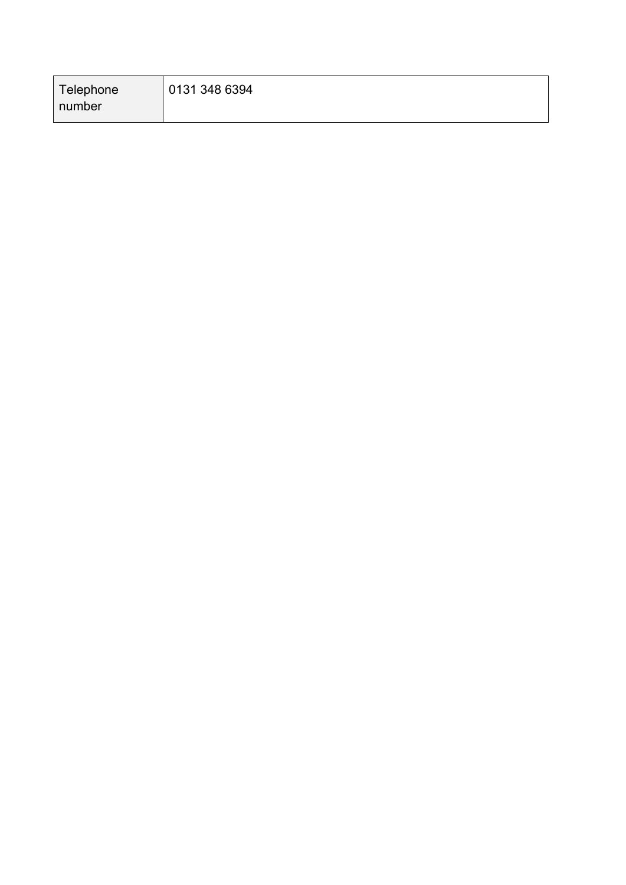| | |
|---|---|
| Telephone number | 0131 348 6394 |